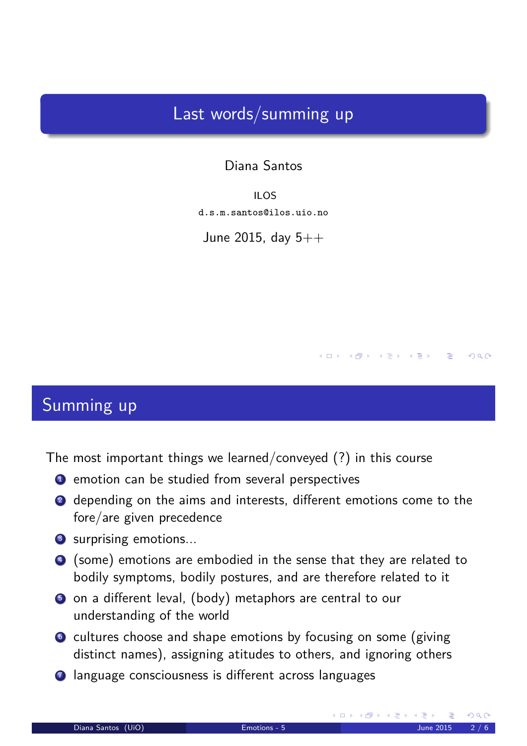# Last words/summing up

Diana Santos

ILOS

d.s.m.santos@ilos.uio.no

June 2015, day 5++

## Summing up

The most important things we learned/conveyed (?) in this course

1. emotion can be studied from several perspectives
2. depending on the aims and interests, different emotions come to the fore/are given precedence
3. surprising emotions...
4. (some) emotions are embodied in the sense that they are related to bodily symptoms, bodily postures, and are therefore related to it
5. on a different leval, (body) metaphors are central to our understanding of the world
6. cultures choose and shape emotions by focusing on some (giving distinct names), assigning atitudes to others, and ignoring others
7. language consciousness is different across languages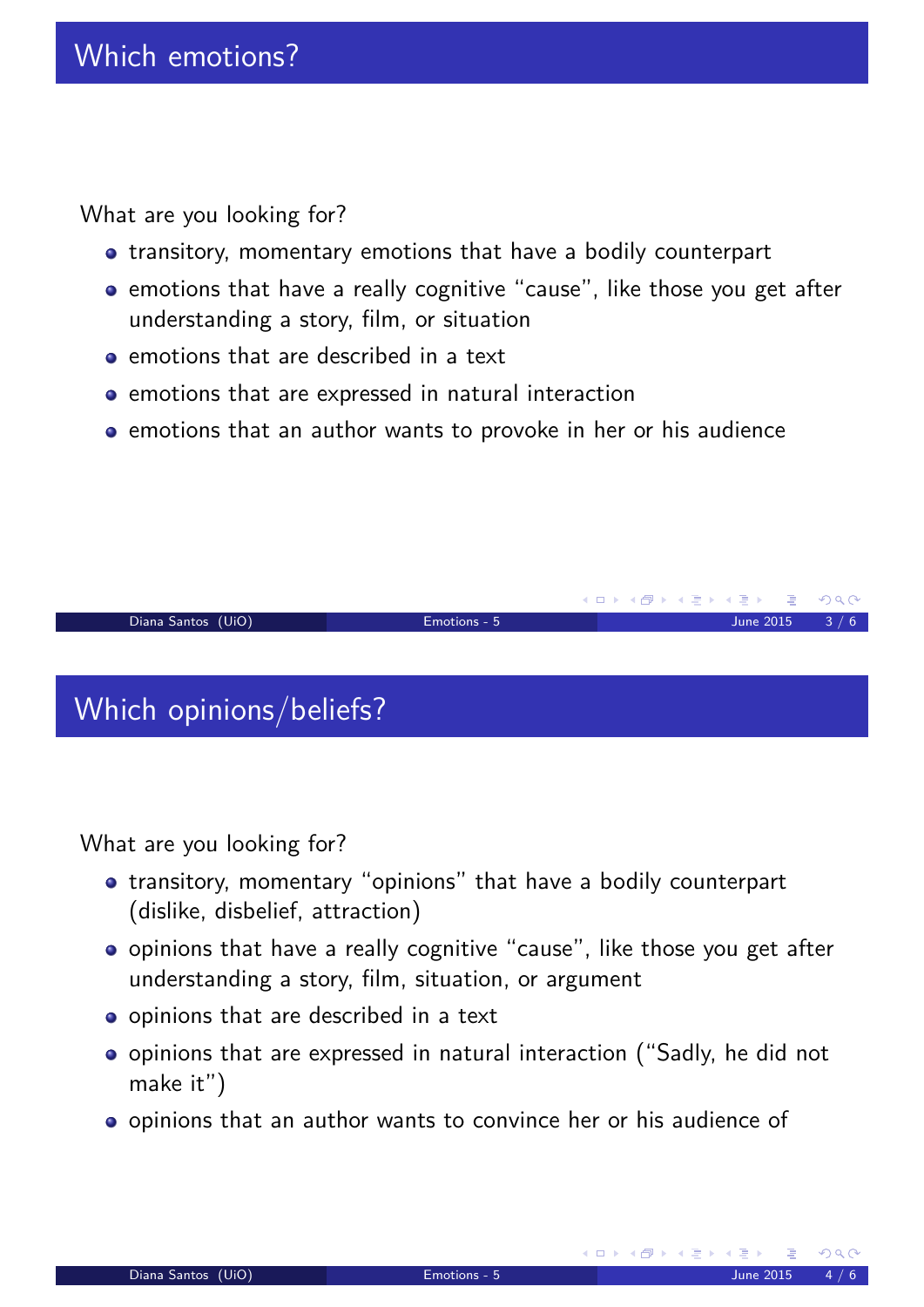## Which emotions?

What are you looking for?

- transitory, momentary emotions that have a bodily counterpart
- emotions that have a really cognitive “cause”, like those you get after understanding a story, film, or situation
- emotions that are described in a text
- emotions that are expressed in natural interaction
- emotions that an author wants to provoke in her or his audience

## Which opinions/beliefs?

What are you looking for?

- transitory, momentary “opinions” that have a bodily counterpart (dislike, disbelief, attraction)
- opinions that have a really cognitive “cause”, like those you get after understanding a story, film, situation, or argument
- opinions that are described in a text
- opinions that are expressed in natural interaction (“Sadly, he did not make it”)
- opinions that an author wants to convince her or his audience of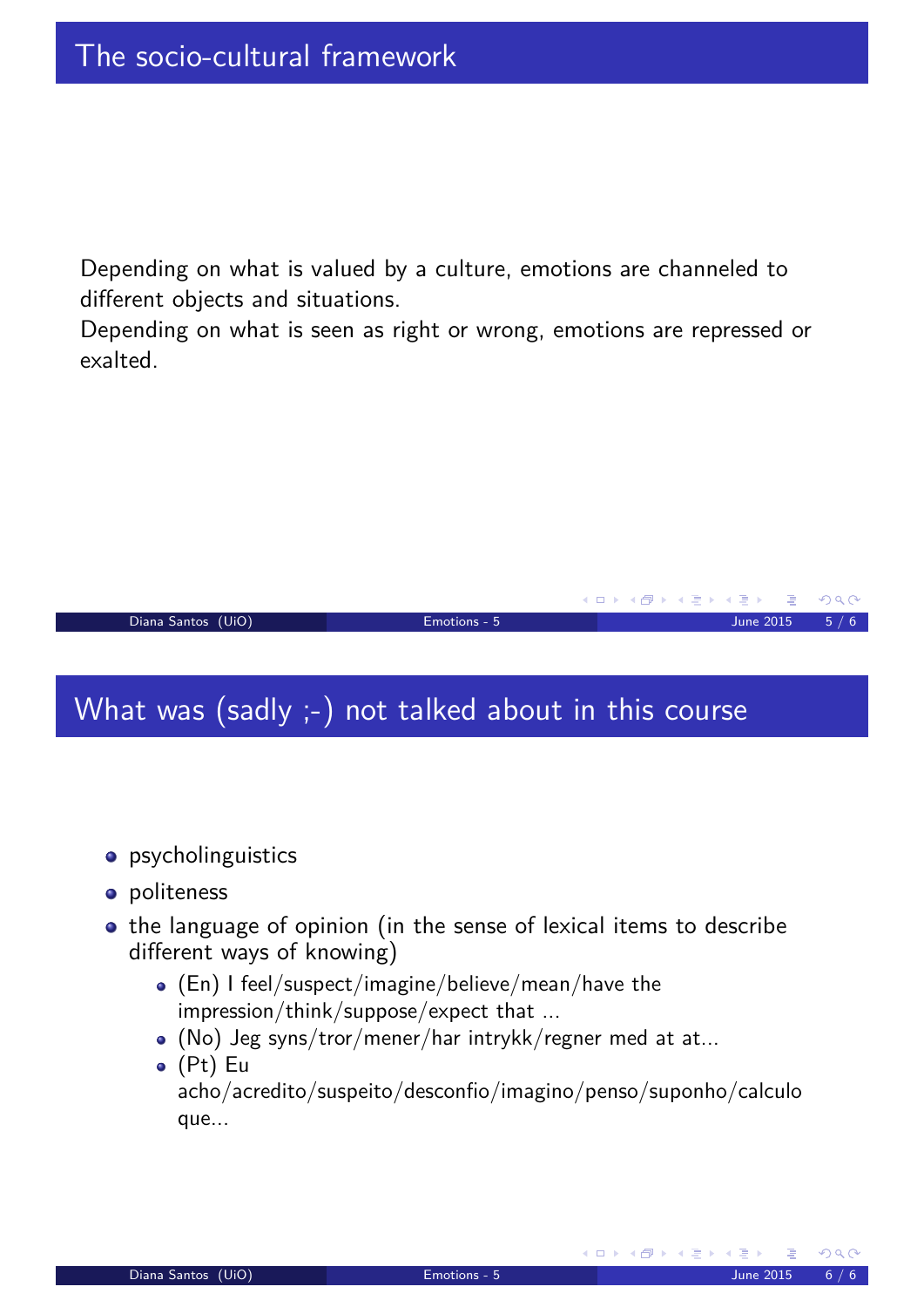## The socio-cultural framework

Depending on what is valued by a culture, emotions are channeled to different objects and situations.
Depending on what is seen as right or wrong, emotions are repressed or exalted.

## What was (sadly ;-) not talked about in this course

- psycholinguistics
- politeness
- the language of opinion (in the sense of lexical items to describe different ways of knowing)
  - (En) I feel/suspect/imagine/believe/mean/have the impression/think/suppose/expect that ...
  - (No) Jeg syns/tror/mener/har intrykk/regner med at at...
  - (Pt) Eu acho/acredito/suspeito/desconfio/imagino/penso/suponho/calculo que...